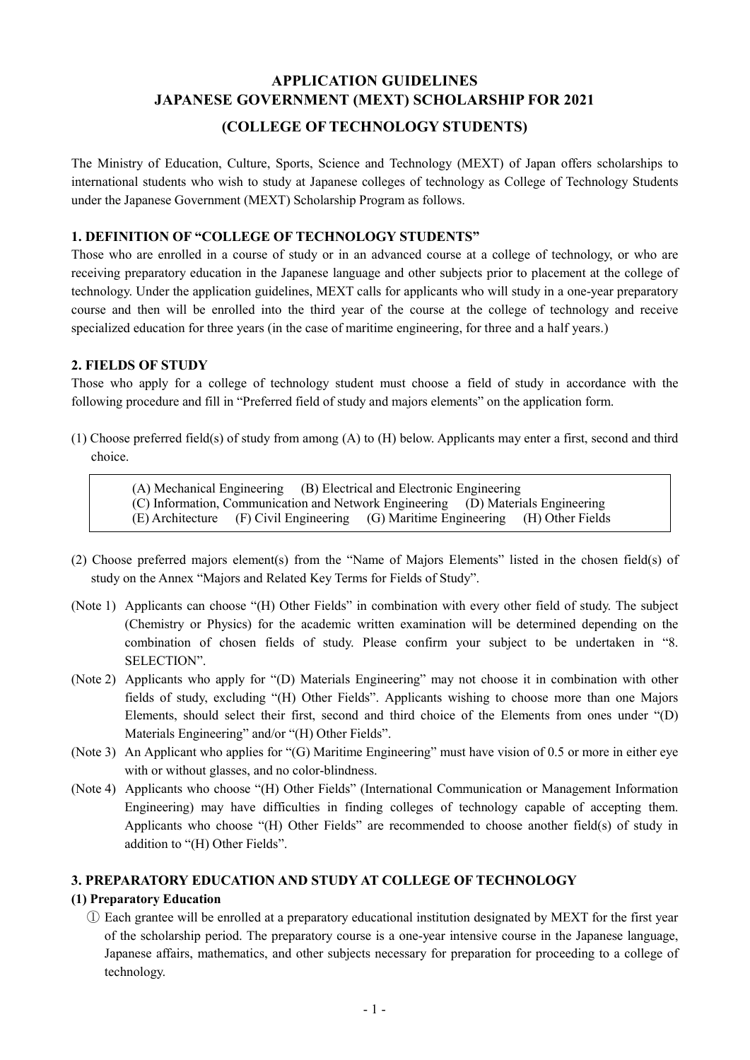# APPLICATION GUIDELINES
# JAPANESE GOVERNMENT (MEXT) SCHOLARSHIP FOR 2021
## (COLLEGE OF TECHNOLOGY STUDENTS)

The Ministry of Education, Culture, Sports, Science and Technology (MEXT) of Japan offers scholarships to international students who wish to study at Japanese colleges of technology as College of Technology Students under the Japanese Government (MEXT) Scholarship Program as follows.

### 1. DEFINITION OF "COLLEGE OF TECHNOLOGY STUDENTS"

Those who are enrolled in a course of study or in an advanced course at a college of technology, or who are receiving preparatory education in the Japanese language and other subjects prior to placement at the college of technology. Under the application guidelines, MEXT calls for applicants who will study in a one-year preparatory course and then will be enrolled into the third year of the course at the college of technology and receive specialized education for three years (in the case of maritime engineering, for three and a half years.)

### 2. FIELDS OF STUDY

Those who apply for a college of technology student must choose a field of study in accordance with the following procedure and fill in "Preferred field of study and majors elements" on the application form.

(1) Choose preferred field(s) of study from among (A) to (H) below. Applicants may enter a first, second and third choice.

> (A) Mechanical Engineering　(B) Electrical and Electronic Engineering
> (C) Information, Communication and Network Engineering　(D) Materials Engineering
> (E) Architecture　(F) Civil Engineering　(G) Maritime Engineering　(H) Other Fields

(2) Choose preferred majors element(s) from the "Name of Majors Elements" listed in the chosen field(s) of study on the Annex "Majors and Related Key Terms for Fields of Study".

(Note 1) Applicants can choose "(H) Other Fields" in combination with every other field of study. The subject (Chemistry or Physics) for the academic written examination will be determined depending on the combination of chosen fields of study. Please confirm your subject to be undertaken in "8. SELECTION".

(Note 2) Applicants who apply for "(D) Materials Engineering" may not choose it in combination with other fields of study, excluding "(H) Other Fields". Applicants wishing to choose more than one Majors Elements, should select their first, second and third choice of the Elements from ones under "(D) Materials Engineering" and/or "(H) Other Fields".

(Note 3) An Applicant who applies for "(G) Maritime Engineering" must have vision of 0.5 or more in either eye with or without glasses, and no color-blindness.

(Note 4) Applicants who choose "(H) Other Fields" (International Communication or Management Information Engineering) may have difficulties in finding colleges of technology capable of accepting them. Applicants who choose "(H) Other Fields" are recommended to choose another field(s) of study in addition to "(H) Other Fields".

### 3. PREPARATORY EDUCATION AND STUDY AT COLLEGE OF TECHNOLOGY

#### (1) Preparatory Education

① Each grantee will be enrolled at a preparatory educational institution designated by MEXT for the first year of the scholarship period. The preparatory course is a one-year intensive course in the Japanese language, Japanese affairs, mathematics, and other subjects necessary for preparation for proceeding to a college of technology.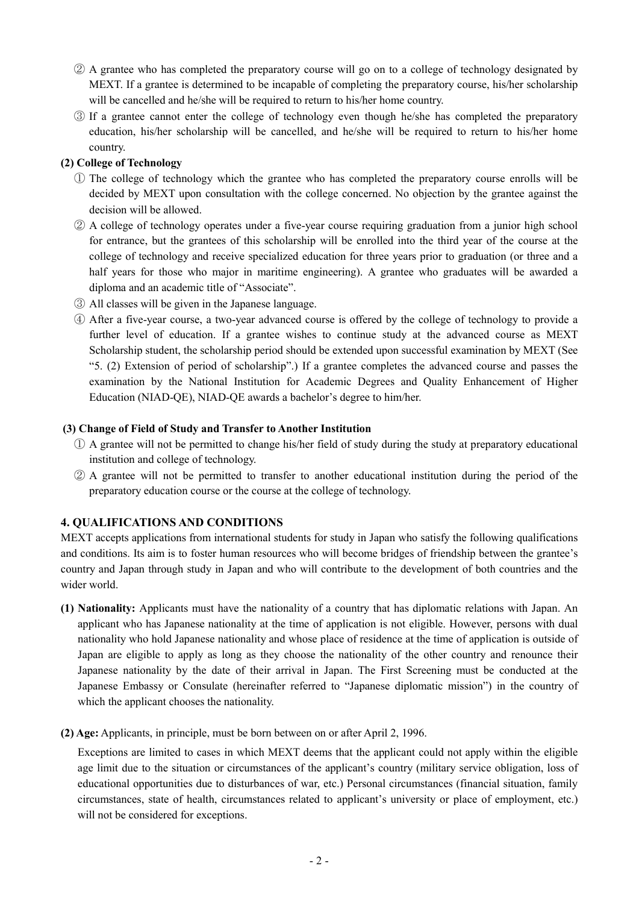② A grantee who has completed the preparatory course will go on to a college of technology designated by MEXT. If a grantee is determined to be incapable of completing the preparatory course, his/her scholarship will be cancelled and he/she will be required to return to his/her home country.

③ If a grantee cannot enter the college of technology even though he/she has completed the preparatory education, his/her scholarship will be cancelled, and he/she will be required to return to his/her home country.

**(2) College of Technology**

① The college of technology which the grantee who has completed the preparatory course enrolls will be decided by MEXT upon consultation with the college concerned. No objection by the grantee against the decision will be allowed.

② A college of technology operates under a five-year course requiring graduation from a junior high school for entrance, but the grantees of this scholarship will be enrolled into the third year of the course at the college of technology and receive specialized education for three years prior to graduation (or three and a half years for those who major in maritime engineering). A grantee who graduates will be awarded a diploma and an academic title of "Associate".

③ All classes will be given in the Japanese language.

④ After a five-year course, a two-year advanced course is offered by the college of technology to provide a further level of education. If a grantee wishes to continue study at the advanced course as MEXT Scholarship student, the scholarship period should be extended upon successful examination by MEXT (See "5. (2) Extension of period of scholarship".) If a grantee completes the advanced course and passes the examination by the National Institution for Academic Degrees and Quality Enhancement of Higher Education (NIAD-QE), NIAD-QE awards a bachelor's degree to him/her.

**(3) Change of Field of Study and Transfer to Another Institution**

① A grantee will not be permitted to change his/her field of study during the study at preparatory educational institution and college of technology.

② A grantee will not be permitted to transfer to another educational institution during the period of the preparatory education course or the course at the college of technology.

## 4. QUALIFICATIONS AND CONDITIONS

MEXT accepts applications from international students for study in Japan who satisfy the following qualifications and conditions. Its aim is to foster human resources who will become bridges of friendship between the grantee's country and Japan through study in Japan and who will contribute to the development of both countries and the wider world.

**(1) Nationality:** Applicants must have the nationality of a country that has diplomatic relations with Japan. An applicant who has Japanese nationality at the time of application is not eligible. However, persons with dual nationality who hold Japanese nationality and whose place of residence at the time of application is outside of Japan are eligible to apply as long as they choose the nationality of the other country and renounce their Japanese nationality by the date of their arrival in Japan. The First Screening must be conducted at the Japanese Embassy or Consulate (hereinafter referred to "Japanese diplomatic mission") in the country of which the applicant chooses the nationality.

**(2) Age:** Applicants, in principle, must be born between on or after April 2, 1996.

Exceptions are limited to cases in which MEXT deems that the applicant could not apply within the eligible age limit due to the situation or circumstances of the applicant's country (military service obligation, loss of educational opportunities due to disturbances of war, etc.) Personal circumstances (financial situation, family circumstances, state of health, circumstances related to applicant's university or place of employment, etc.) will not be considered for exceptions.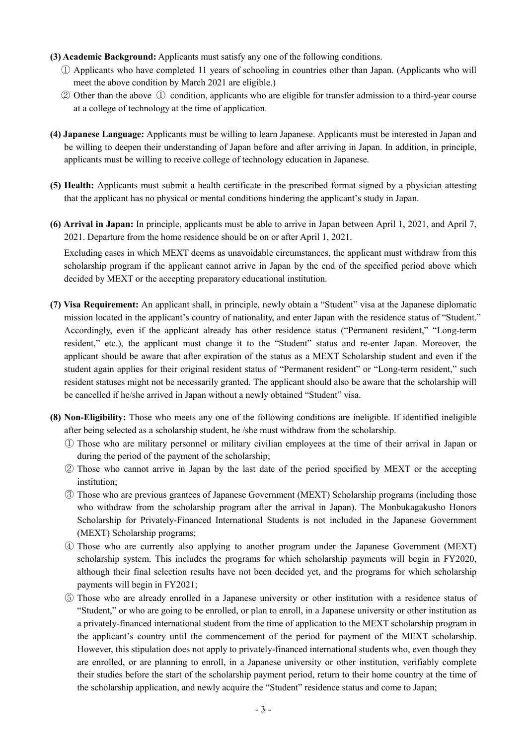**(3) Academic Background:** Applicants must satisfy any one of the following conditions.

① Applicants who have completed 11 years of schooling in countries other than Japan. (Applicants who will meet the above condition by March 2021 are eligible.)

② Other than the above ① condition, applicants who are eligible for transfer admission to a third-year course at a college of technology at the time of application.

**(4) Japanese Language:** Applicants must be willing to learn Japanese. Applicants must be interested in Japan and be willing to deepen their understanding of Japan before and after arriving in Japan. In addition, in principle, applicants must be willing to receive college of technology education in Japanese.

**(5) Health:** Applicants must submit a health certificate in the prescribed format signed by a physician attesting that the applicant has no physical or mental conditions hindering the applicant's study in Japan.

**(6) Arrival in Japan:** In principle, applicants must be able to arrive in Japan between April 1, 2021, and April 7, 2021. Departure from the home residence should be on or after April 1, 2021.

Excluding cases in which MEXT deems as unavoidable circumstances, the applicant must withdraw from this scholarship program if the applicant cannot arrive in Japan by the end of the specified period above which decided by MEXT or the accepting preparatory educational institution.

**(7) Visa Requirement:** An applicant shall, in principle, newly obtain a "Student" visa at the Japanese diplomatic mission located in the applicant's country of nationality, and enter Japan with the residence status of "Student." Accordingly, even if the applicant already has other residence status ("Permanent resident," "Long-term resident," etc.), the applicant must change it to the "Student" status and re-enter Japan. Moreover, the applicant should be aware that after expiration of the status as a MEXT Scholarship student and even if the student again applies for their original resident status of "Permanent resident" or "Long-term resident," such resident statuses might not be necessarily granted. The applicant should also be aware that the scholarship will be cancelled if he/she arrived in Japan without a newly obtained "Student" visa.

**(8) Non-Eligibility:** Those who meets any one of the following conditions are ineligible. If identified ineligible after being selected as a scholarship student, he /she must withdraw from the scholarship.

① Those who are military personnel or military civilian employees at the time of their arrival in Japan or during the period of the payment of the scholarship;

② Those who cannot arrive in Japan by the last date of the period specified by MEXT or the accepting institution;

③ Those who are previous grantees of Japanese Government (MEXT) Scholarship programs (including those who withdraw from the scholarship program after the arrival in Japan). The Monbukagakusho Honors Scholarship for Privately-Financed International Students is not included in the Japanese Government (MEXT) Scholarship programs;

④ Those who are currently also applying to another program under the Japanese Government (MEXT) scholarship system. This includes the programs for which scholarship payments will begin in FY2020, although their final selection results have not been decided yet, and the programs for which scholarship payments will begin in FY2021;

⑤ Those who are already enrolled in a Japanese university or other institution with a residence status of "Student," or who are going to be enrolled, or plan to enroll, in a Japanese university or other institution as a privately-financed international student from the time of application to the MEXT scholarship program in the applicant's country until the commencement of the period for payment of the MEXT scholarship. However, this stipulation does not apply to privately-financed international students who, even though they are enrolled, or are planning to enroll, in a Japanese university or other institution, verifiably complete their studies before the start of the scholarship payment period, return to their home country at the time of the scholarship application, and newly acquire the "Student" residence status and come to Japan;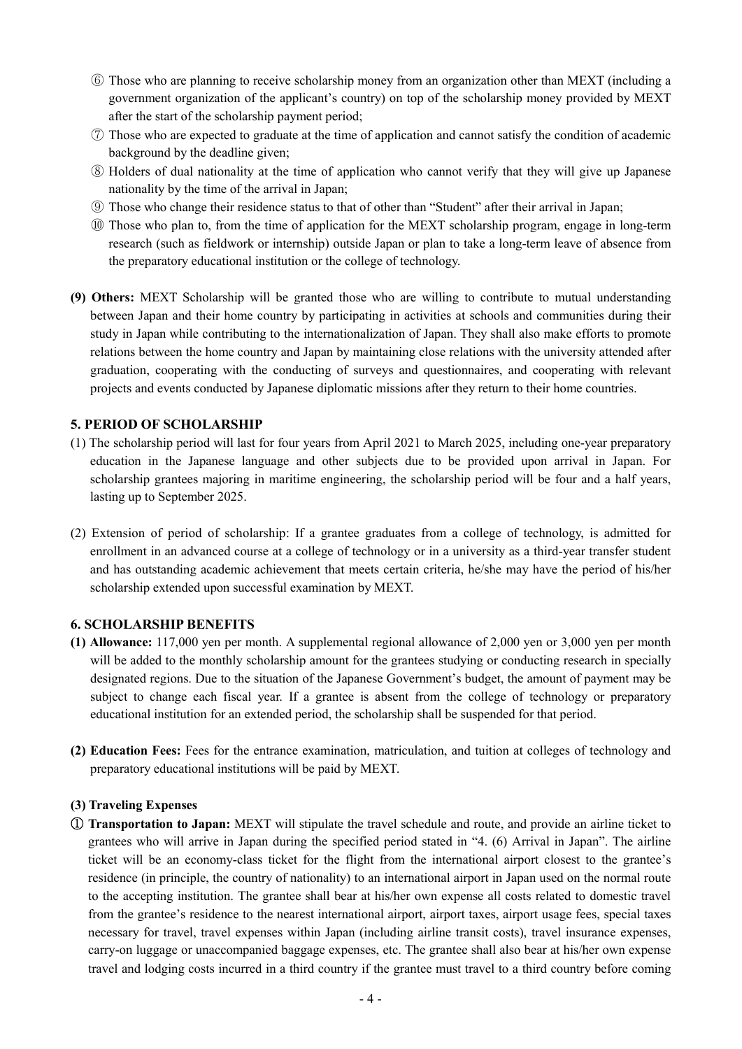⑥ Those who are planning to receive scholarship money from an organization other than MEXT (including a government organization of the applicant's country) on top of the scholarship money provided by MEXT after the start of the scholarship payment period;

⑦ Those who are expected to graduate at the time of application and cannot satisfy the condition of academic background by the deadline given;

⑧ Holders of dual nationality at the time of application who cannot verify that they will give up Japanese nationality by the time of the arrival in Japan;

⑨ Those who change their residence status to that of other than "Student" after their arrival in Japan;

⑩ Those who plan to, from the time of application for the MEXT scholarship program, engage in long-term research (such as fieldwork or internship) outside Japan or plan to take a long-term leave of absence from the preparatory educational institution or the college of technology.

**(9) Others:** MEXT Scholarship will be granted those who are willing to contribute to mutual understanding between Japan and their home country by participating in activities at schools and communities during their study in Japan while contributing to the internationalization of Japan. They shall also make efforts to promote relations between the home country and Japan by maintaining close relations with the university attended after graduation, cooperating with the conducting of surveys and questionnaires, and cooperating with relevant projects and events conducted by Japanese diplomatic missions after they return to their home countries.

## 5. PERIOD OF SCHOLARSHIP

(1) The scholarship period will last for four years from April 2021 to March 2025, including one-year preparatory education in the Japanese language and other subjects due to be provided upon arrival in Japan. For scholarship grantees majoring in maritime engineering, the scholarship period will be four and a half years, lasting up to September 2025.

(2) Extension of period of scholarship: If a grantee graduates from a college of technology, is admitted for enrollment in an advanced course at a college of technology or in a university as a third-year transfer student and has outstanding academic achievement that meets certain criteria, he/she may have the period of his/her scholarship extended upon successful examination by MEXT.

## 6. SCHOLARSHIP BENEFITS

**(1) Allowance:** 117,000 yen per month. A supplemental regional allowance of 2,000 yen or 3,000 yen per month will be added to the monthly scholarship amount for the grantees studying or conducting research in specially designated regions. Due to the situation of the Japanese Government's budget, the amount of payment may be subject to change each fiscal year. If a grantee is absent from the college of technology or preparatory educational institution for an extended period, the scholarship shall be suspended for that period.

**(2) Education Fees:** Fees for the entrance examination, matriculation, and tuition at colleges of technology and preparatory educational institutions will be paid by MEXT.

**(3) Traveling Expenses**

① **Transportation to Japan:** MEXT will stipulate the travel schedule and route, and provide an airline ticket to grantees who will arrive in Japan during the specified period stated in "4. (6) Arrival in Japan". The airline ticket will be an economy-class ticket for the flight from the international airport closest to the grantee's residence (in principle, the country of nationality) to an international airport in Japan used on the normal route to the accepting institution. The grantee shall bear at his/her own expense all costs related to domestic travel from the grantee's residence to the nearest international airport, airport taxes, airport usage fees, special taxes necessary for travel, travel expenses within Japan (including airline transit costs), travel insurance expenses, carry-on luggage or unaccompanied baggage expenses, etc. The grantee shall also bear at his/her own expense travel and lodging costs incurred in a third country if the grantee must travel to a third country before coming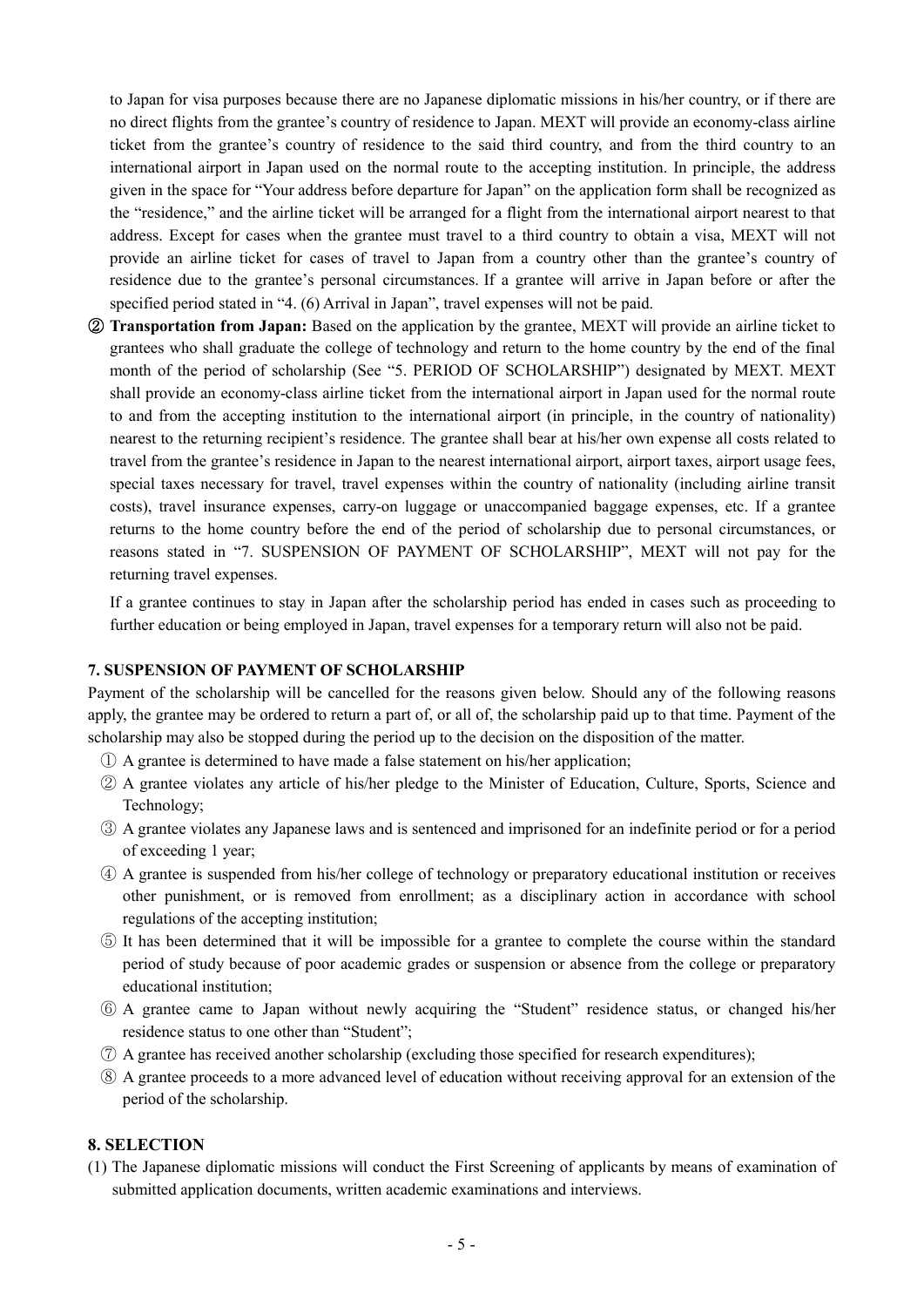to Japan for visa purposes because there are no Japanese diplomatic missions in his/her country, or if there are no direct flights from the grantee's country of residence to Japan. MEXT will provide an economy-class airline ticket from the grantee's country of residence to the said third country, and from the third country to an international airport in Japan used on the normal route to the accepting institution. In principle, the address given in the space for "Your address before departure for Japan" on the application form shall be recognized as the "residence," and the airline ticket will be arranged for a flight from the international airport nearest to that address. Except for cases when the grantee must travel to a third country to obtain a visa, MEXT will not provide an airline ticket for cases of travel to Japan from a country other than the grantee's country of residence due to the grantee's personal circumstances. If a grantee will arrive in Japan before or after the specified period stated in "4. (6) Arrival in Japan", travel expenses will not be paid.

② **Transportation from Japan:** Based on the application by the grantee, MEXT will provide an airline ticket to grantees who shall graduate the college of technology and return to the home country by the end of the final month of the period of scholarship (See "5. PERIOD OF SCHOLARSHIP") designated by MEXT. MEXT shall provide an economy-class airline ticket from the international airport in Japan used for the normal route to and from the accepting institution to the international airport (in principle, in the country of nationality) nearest to the returning recipient's residence. The grantee shall bear at his/her own expense all costs related to travel from the grantee's residence in Japan to the nearest international airport, airport taxes, airport usage fees, special taxes necessary for travel, travel expenses within the country of nationality (including airline transit costs), travel insurance expenses, carry-on luggage or unaccompanied baggage expenses, etc. If a grantee returns to the home country before the end of the period of scholarship due to personal circumstances, or reasons stated in "7. SUSPENSION OF PAYMENT OF SCHOLARSHIP", MEXT will not pay for the returning travel expenses.

If a grantee continues to stay in Japan after the scholarship period has ended in cases such as proceeding to further education or being employed in Japan, travel expenses for a temporary return will also not be paid.

### 7. SUSPENSION OF PAYMENT OF SCHOLARSHIP

Payment of the scholarship will be cancelled for the reasons given below. Should any of the following reasons apply, the grantee may be ordered to return a part of, or all of, the scholarship paid up to that time. Payment of the scholarship may also be stopped during the period up to the decision on the disposition of the matter.

① A grantee is determined to have made a false statement on his/her application;

② A grantee violates any article of his/her pledge to the Minister of Education, Culture, Sports, Science and Technology;

③ A grantee violates any Japanese laws and is sentenced and imprisoned for an indefinite period or for a period of exceeding 1 year;

④ A grantee is suspended from his/her college of technology or preparatory educational institution or receives other punishment, or is removed from enrollment; as a disciplinary action in accordance with school regulations of the accepting institution;

⑤ It has been determined that it will be impossible for a grantee to complete the course within the standard period of study because of poor academic grades or suspension or absence from the college or preparatory educational institution;

⑥ A grantee came to Japan without newly acquiring the "Student" residence status, or changed his/her residence status to one other than "Student";

⑦ A grantee has received another scholarship (excluding those specified for research expenditures);

⑧ A grantee proceeds to a more advanced level of education without receiving approval for an extension of the period of the scholarship.

### 8. SELECTION

(1) The Japanese diplomatic missions will conduct the First Screening of applicants by means of examination of submitted application documents, written academic examinations and interviews.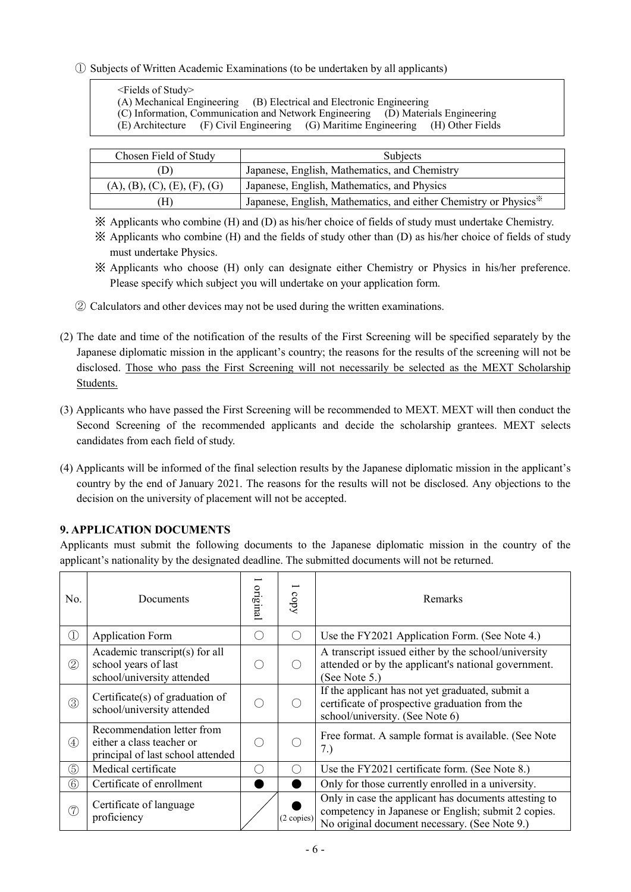① Subjects of Written Academic Examinations (to be undertaken by all applicants)

<Fields of Study>
(A) Mechanical Engineering (B) Electrical and Electronic Engineering
(C) Information, Communication and Network Engineering (D) Materials Engineering
(E) Architecture (F) Civil Engineering (G) Maritime Engineering (H) Other Fields

| Chosen Field of Study | Subjects |
|---|---|
| (D) | Japanese, English, Mathematics, and Chemistry |
| (A), (B), (C), (E), (F), (G) | Japanese, English, Mathematics, and Physics |
| (H) | Japanese, English, Mathematics, and either Chemistry or Physics※ |

※ Applicants who combine (H) and (D) as his/her choice of fields of study must undertake Chemistry.

※ Applicants who combine (H) and the fields of study other than (D) as his/her choice of fields of study must undertake Physics.

※ Applicants who choose (H) only can designate either Chemistry or Physics in his/her preference. Please specify which subject you will undertake on your application form.

② Calculators and other devices may not be used during the written examinations.

(2) The date and time of the notification of the results of the First Screening will be specified separately by the Japanese diplomatic mission in the applicant's country; the reasons for the results of the screening will not be disclosed. Those who pass the First Screening will not necessarily be selected as the MEXT Scholarship Students.

(3) Applicants who have passed the First Screening will be recommended to MEXT. MEXT will then conduct the Second Screening of the recommended applicants and decide the scholarship grantees. MEXT selects candidates from each field of study.

(4) Applicants will be informed of the final selection results by the Japanese diplomatic mission in the applicant's country by the end of January 2021. The reasons for the results will not be disclosed. Any objections to the decision on the university of placement will not be accepted.

## 9. APPLICATION DOCUMENTS

Applicants must submit the following documents to the Japanese diplomatic mission in the country of the applicant's nationality by the designated deadline. The submitted documents will not be returned.

| No. | Documents | 1 original | 1 copy | Remarks |
|---|---|---|---|---|
| ① | Application Form | ○ | ○ | Use the FY2021 Application Form. (See Note 4.) |
| ② | Academic transcript(s) for all school years of last school/university attended | ○ | ○ | A transcript issued either by the school/university attended or by the applicant's national government. (See Note 5.) |
| ③ | Certificate(s) of graduation of school/university attended | ○ | ○ | If the applicant has not yet graduated, submit a certificate of prospective graduation from the school/university. (See Note 6) |
| ④ | Recommendation letter from either a class teacher or principal of last school attended | ○ | ○ | Free format. A sample format is available. (See Note 7.) |
| ⑤ | Medical certificate | ○ | ○ | Use the FY2021 certificate form. (See Note 8.) |
| ⑥ | Certificate of enrollment | ● | ● | Only for those currently enrolled in a university. |
| ⑦ | Certificate of language proficiency | | ● (2 copies) | Only in case the applicant has documents attesting to competency in Japanese or English; submit 2 copies. No original document necessary. (See Note 9.) |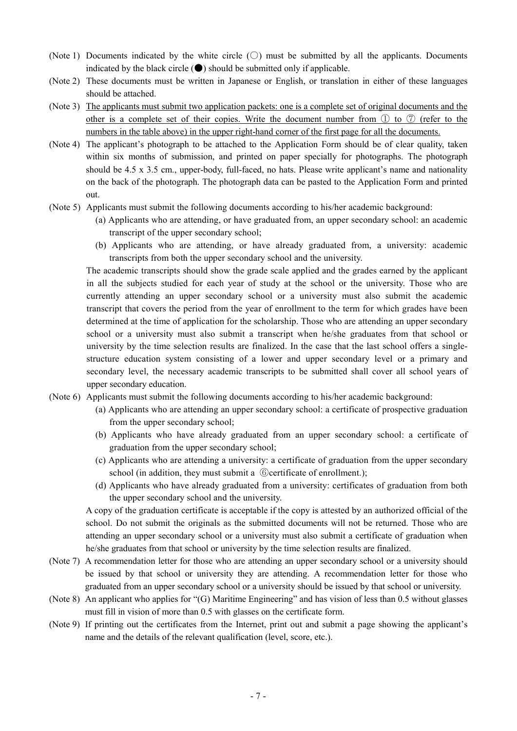(Note 1) Documents indicated by the white circle (○) must be submitted by all the applicants. Documents indicated by the black circle (●) should be submitted only if applicable.

(Note 2) These documents must be written in Japanese or English, or translation in either of these languages should be attached.

(Note 3) <u>The applicants must submit two application packets: one is a complete set of original documents and the other is a complete set of their copies. Write the document number from ① to ⑦ (refer to the numbers in the table above) in the upper right-hand corner of the first page for all the documents.</u>

(Note 4) The applicant's photograph to be attached to the Application Form should be of clear quality, taken within six months of submission, and printed on paper specially for photographs. The photograph should be 4.5 x 3.5 cm., upper-body, full-faced, no hats. Please write applicant's name and nationality on the back of the photograph. The photograph data can be pasted to the Application Form and printed out.

(Note 5) Applicants must submit the following documents according to his/her academic background:

- (a) Applicants who are attending, or have graduated from, an upper secondary school: an academic transcript of the upper secondary school;
- (b) Applicants who are attending, or have already graduated from, a university: academic transcripts from both the upper secondary school and the university.

The academic transcripts should show the grade scale applied and the grades earned by the applicant in all the subjects studied for each year of study at the school or the university. Those who are currently attending an upper secondary school or a university must also submit the academic transcript that covers the period from the year of enrollment to the term for which grades have been determined at the time of application for the scholarship. Those who are attending an upper secondary school or a university must also submit a transcript when he/she graduates from that school or university by the time selection results are finalized. In the case that the last school offers a single-structure education system consisting of a lower and upper secondary level or a primary and secondary level, the necessary academic transcripts to be submitted shall cover all school years of upper secondary education.

(Note 6) Applicants must submit the following documents according to his/her academic background:

- (a) Applicants who are attending an upper secondary school: a certificate of prospective graduation from the upper secondary school;
- (b) Applicants who have already graduated from an upper secondary school: a certificate of graduation from the upper secondary school;
- (c) Applicants who are attending a university: a certificate of graduation from the upper secondary school (in addition, they must submit a ⑥certificate of enrollment.);
- (d) Applicants who have already graduated from a university: certificates of graduation from both the upper secondary school and the university.

A copy of the graduation certificate is acceptable if the copy is attested by an authorized official of the school. Do not submit the originals as the submitted documents will not be returned. Those who are attending an upper secondary school or a university must also submit a certificate of graduation when he/she graduates from that school or university by the time selection results are finalized.

(Note 7) A recommendation letter for those who are attending an upper secondary school or a university should be issued by that school or university they are attending. A recommendation letter for those who graduated from an upper secondary school or a university should be issued by that school or university.

(Note 8) An applicant who applies for "(G) Maritime Engineering" and has vision of less than 0.5 without glasses must fill in vision of more than 0.5 with glasses on the certificate form.

(Note 9) If printing out the certificates from the Internet, print out and submit a page showing the applicant's name and the details of the relevant qualification (level, score, etc.).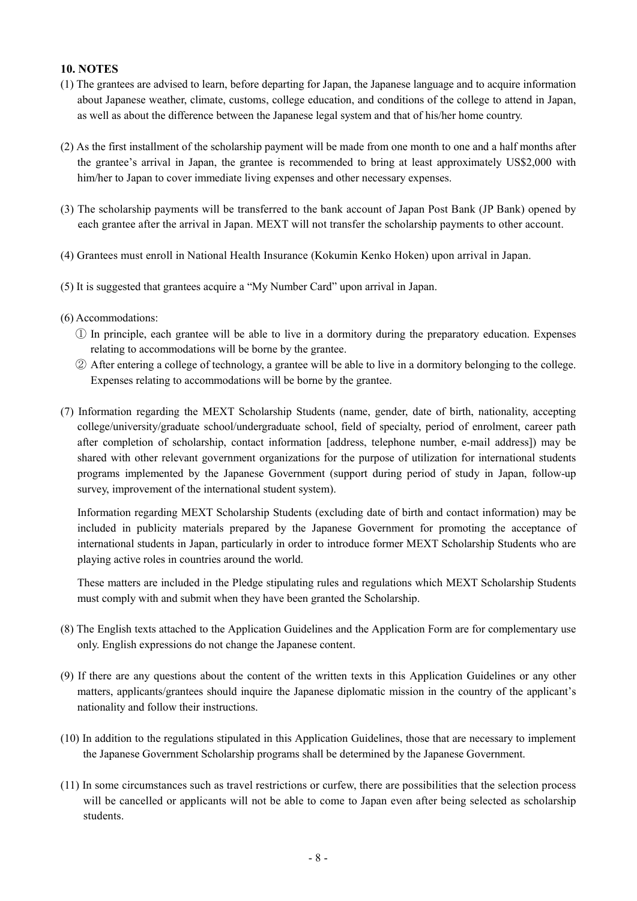## 10. NOTES

(1) The grantees are advised to learn, before departing for Japan, the Japanese language and to acquire information about Japanese weather, climate, customs, college education, and conditions of the college to attend in Japan, as well as about the difference between the Japanese legal system and that of his/her home country.

(2) As the first installment of the scholarship payment will be made from one month to one and a half months after the grantee's arrival in Japan, the grantee is recommended to bring at least approximately US$2,000 with him/her to Japan to cover immediate living expenses and other necessary expenses.

(3) The scholarship payments will be transferred to the bank account of Japan Post Bank (JP Bank) opened by each grantee after the arrival in Japan. MEXT will not transfer the scholarship payments to other account.

(4) Grantees must enroll in National Health Insurance (Kokumin Kenko Hoken) upon arrival in Japan.

(5) It is suggested that grantees acquire a "My Number Card" upon arrival in Japan.

(6) Accommodations:

① In principle, each grantee will be able to live in a dormitory during the preparatory education. Expenses relating to accommodations will be borne by the grantee.

② After entering a college of technology, a grantee will be able to live in a dormitory belonging to the college. Expenses relating to accommodations will be borne by the grantee.

(7) Information regarding the MEXT Scholarship Students (name, gender, date of birth, nationality, accepting college/university/graduate school/undergraduate school, field of specialty, period of enrolment, career path after completion of scholarship, contact information [address, telephone number, e-mail address]) may be shared with other relevant government organizations for the purpose of utilization for international students programs implemented by the Japanese Government (support during period of study in Japan, follow-up survey, improvement of the international student system).

Information regarding MEXT Scholarship Students (excluding date of birth and contact information) may be included in publicity materials prepared by the Japanese Government for promoting the acceptance of international students in Japan, particularly in order to introduce former MEXT Scholarship Students who are playing active roles in countries around the world.

These matters are included in the Pledge stipulating rules and regulations which MEXT Scholarship Students must comply with and submit when they have been granted the Scholarship.

(8) The English texts attached to the Application Guidelines and the Application Form are for complementary use only. English expressions do not change the Japanese content.

(9) If there are any questions about the content of the written texts in this Application Guidelines or any other matters, applicants/grantees should inquire the Japanese diplomatic mission in the country of the applicant's nationality and follow their instructions.

(10) In addition to the regulations stipulated in this Application Guidelines, those that are necessary to implement the Japanese Government Scholarship programs shall be determined by the Japanese Government.

(11) In some circumstances such as travel restrictions or curfew, there are possibilities that the selection process will be cancelled or applicants will not be able to come to Japan even after being selected as scholarship students.